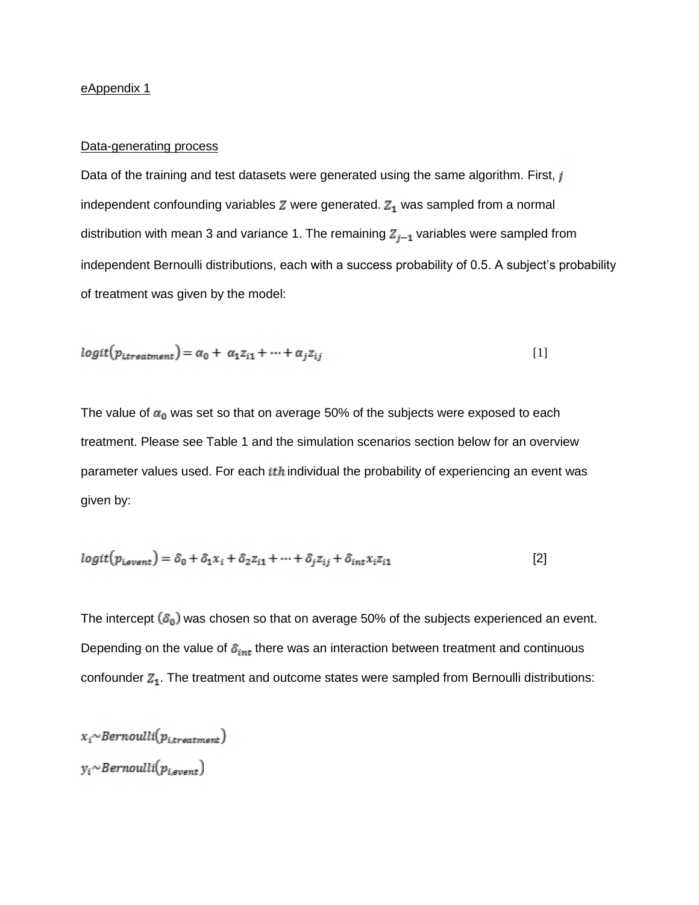eAppendix 1

Data-generating process

Data of the training and test datasets were generated using the same algorithm. First, $j$ independent confounding variables $Z$ were generated. $Z_1$ was sampled from a normal distribution with mean 3 and variance 1. The remaining $Z_{j-1}$ variables were sampled from independent Bernoulli distributions, each with a success probability of 0.5. A subject's probability of treatment was given by the model:

$$logit(p_{i,treatment}) = \alpha_0 + \alpha_1 z_{i1} + \cdots + \alpha_j z_{ij} \quad [1]$$

The value of $\alpha_0$ was set so that on average 50% of the subjects were exposed to each treatment. Please see Table 1 and the simulation scenarios section below for an overview parameter values used. For each $ith$ individual the probability of experiencing an event was given by:

$$logit(p_{i,event}) = \delta_0 + \delta_1 x_i + \delta_2 z_{i1} + \cdots + \delta_j z_{ij} + \delta_{int} x_i z_{i1} \quad [2]$$

The intercept $(\delta_0)$ was chosen so that on average 50% of the subjects experienced an event. Depending on the value of $\delta_{int}$ there was an interaction between treatment and continuous confounder $Z_1$. The treatment and outcome states were sampled from Bernoulli distributions:

$$x_i \sim Bernoulli(p_{i,treatment})$$

$$y_i \sim Bernoulli(p_{i,event})$$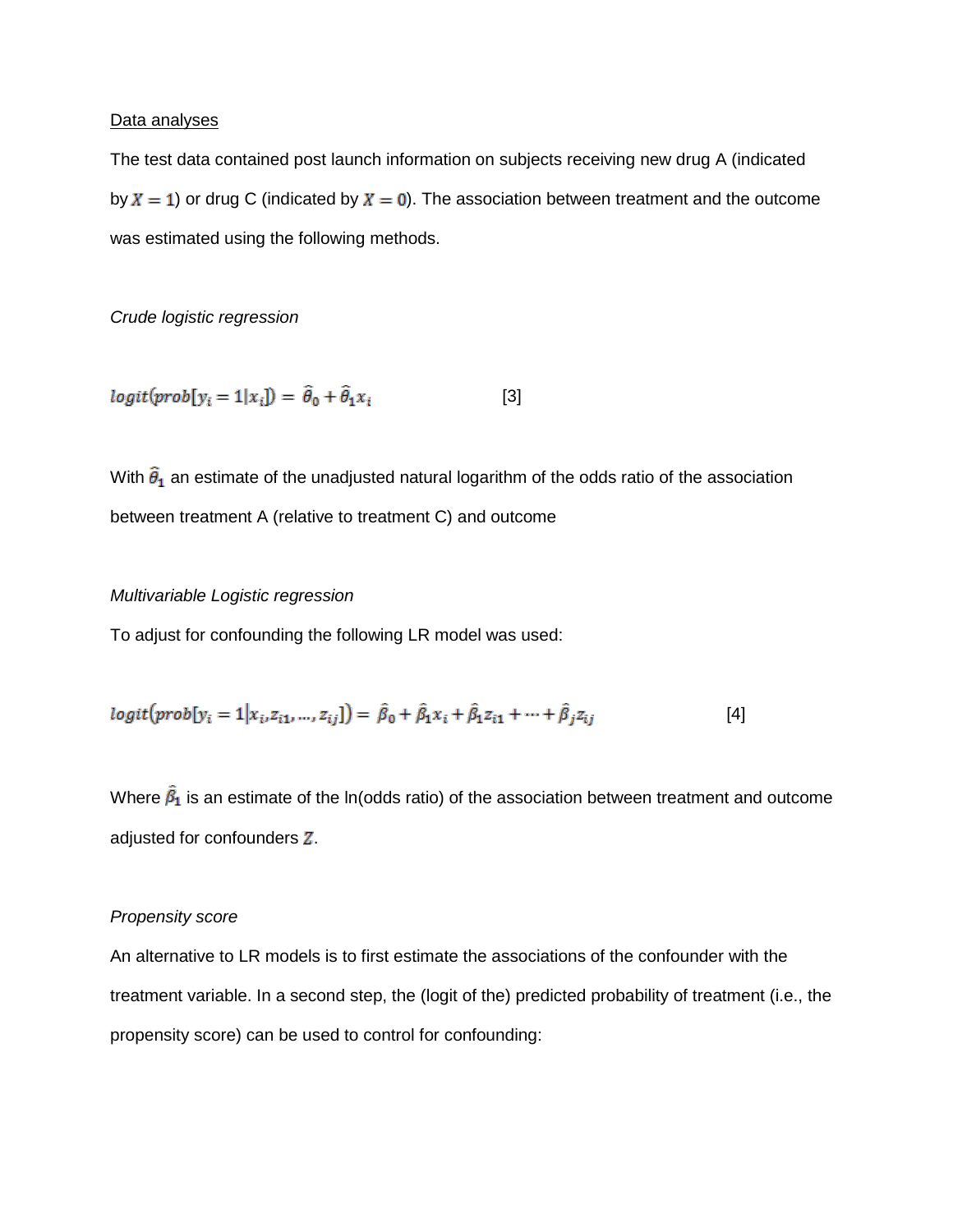Data analyses

The test data contained post launch information on subjects receiving new drug A (indicated by $X = 1$) or drug C (indicated by $X = 0$). The association between treatment and the outcome was estimated using the following methods.

*Crude logistic regression*

$$logit(prob[y_i = 1|x_i]) = \hat{\theta}_0 + \hat{\theta}_1 x_i \qquad [3]$$

With $\hat{\theta}_1$ an estimate of the unadjusted natural logarithm of the odds ratio of the association between treatment A (relative to treatment C) and outcome

*Multivariable Logistic regression*

To adjust for confounding the following LR model was used:

$$logit\left(prob\left[y_i = 1\middle|x_i, z_{i1}, \ldots, z_{ij}\right]\right) = \hat{\beta}_0 + \hat{\beta}_1 x_i + \hat{\beta}_1 z_{i1} + \cdots + \hat{\beta}_j z_{ij} \qquad [4]$$

Where $\hat{\beta}_1$ is an estimate of the ln(odds ratio) of the association between treatment and outcome adjusted for confounders $\mathbf{Z}$.

*Propensity score*

An alternative to LR models is to first estimate the associations of the confounder with the treatment variable. In a second step, the (logit of the) predicted probability of treatment (i.e., the propensity score) can be used to control for confounding: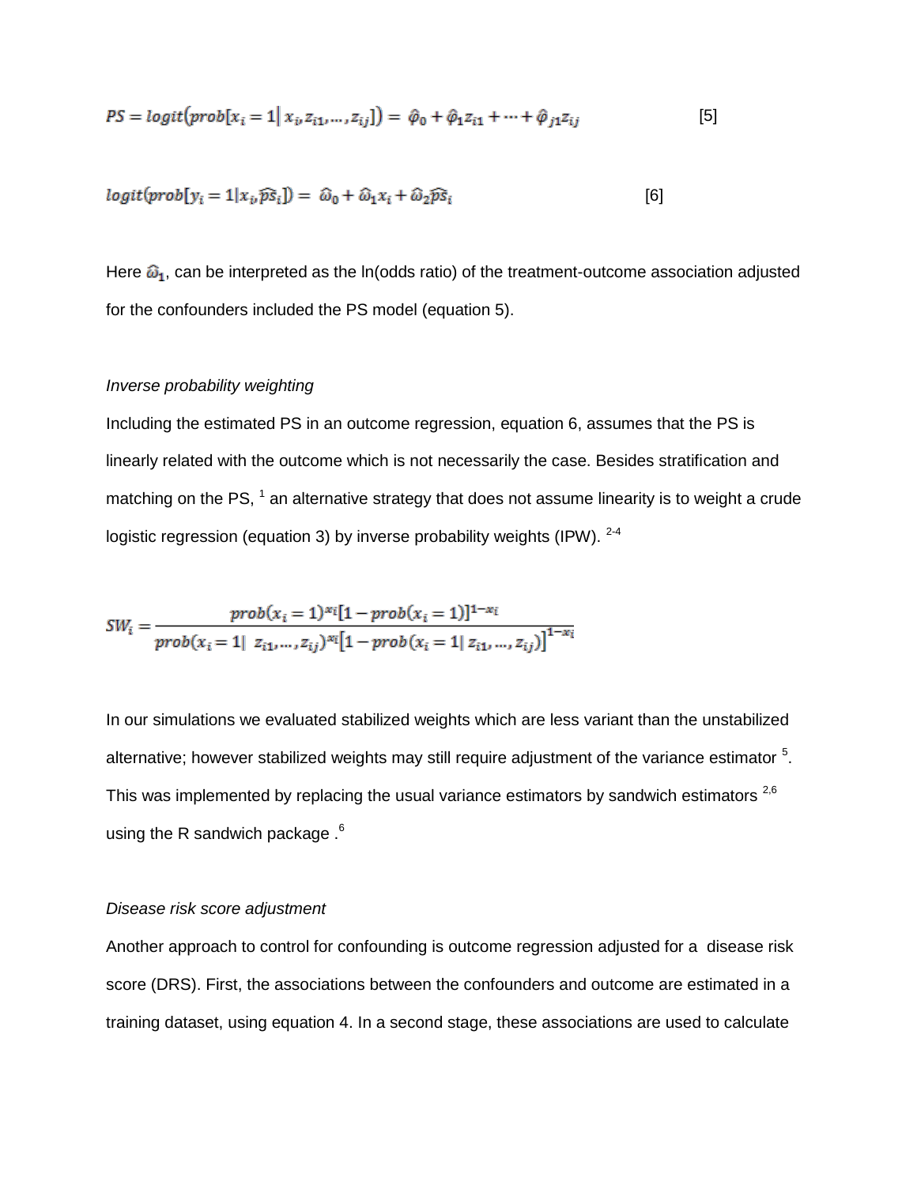$$PS = logit(prob[x_i = 1 | x_i, z_{i1}, \dots, z_{ij}]) = \hat{\varphi}_0 + \hat{\varphi}_1 z_{i1} + \dots + \hat{\varphi}_{j1} z_{ij} \quad [5]$$

$$logit(prob[y_i = 1 | x_i, \widehat{ps}_i]) = \hat{\omega}_0 + \hat{\omega}_1 x_i + \hat{\omega}_2 \widehat{ps}_i \quad [6]$$

Here $\hat{\omega}_1$, can be interpreted as the ln(odds ratio) of the treatment-outcome association adjusted for the confounders included the PS model (equation 5).

*Inverse probability weighting*

Including the estimated PS in an outcome regression, equation 6, assumes that the PS is linearly related with the outcome which is not necessarily the case. Besides stratification and matching on the PS, [1] an alternative strategy that does not assume linearity is to weight a crude logistic regression (equation 3) by inverse probability weights (IPW). [2-4]

$$SW_i = \frac{prob(x_i = 1)^{x_i}[1 - prob(x_i = 1)]^{1-x_i}}{prob(x_i = 1 | z_{i1}, \dots, z_{ij})^{x_i}[1 - prob(x_i = 1 | z_{i1}, \dots, z_{ij})]^{1-x_i}}$$

In our simulations we evaluated stabilized weights which are less variant than the unstabilized alternative; however stabilized weights may still require adjustment of the variance estimator [5]. This was implemented by replacing the usual variance estimators by sandwich estimators [2,6] using the R sandwich package .[6]

*Disease risk score adjustment*

Another approach to control for confounding is outcome regression adjusted for a disease risk score (DRS). First, the associations between the confounders and outcome are estimated in a training dataset, using equation 4. In a second stage, these associations are used to calculate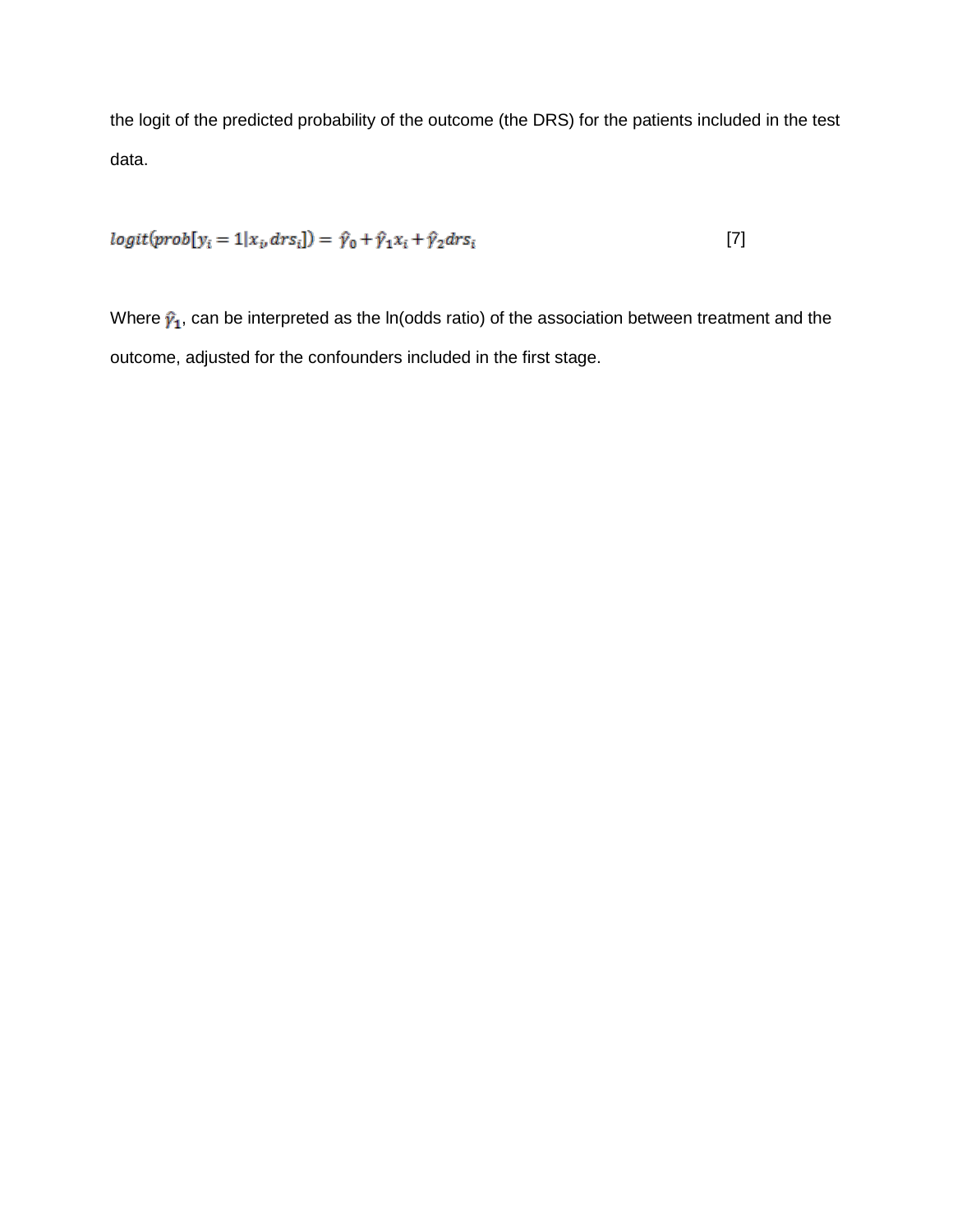the logit of the predicted probability of the outcome (the DRS) for the patients included in the test data.

$$logit(prob[y_i = 1|x_i, drs_i]) = \hat{\gamma}_0 + \hat{\gamma}_1 x_i + \hat{\gamma}_2 drs_i \qquad [7]$$

Where $\hat{\gamma}_1$, can be interpreted as the ln(odds ratio) of the association between treatment and the outcome, adjusted for the confounders included in the first stage.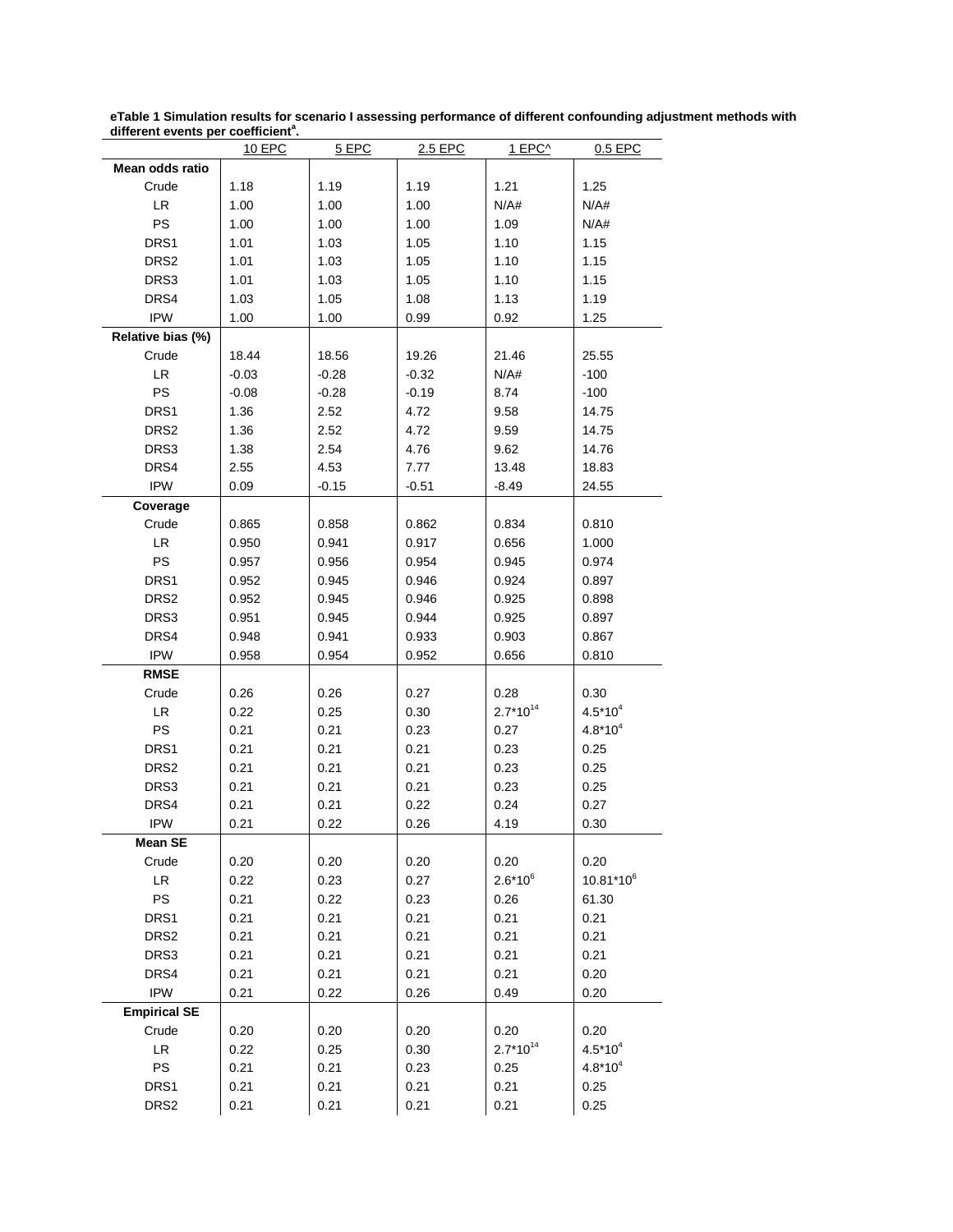**eTable 1 Simulation results for scenario I assessing performance of different confounding adjustment methods with different events per coefficient[a].**

| | 10 EPC | 5 EPC | 2.5 EPC | 1 EPC^ | 0.5 EPC |
|---|---|---|---|---|---|
| **Mean odds ratio** | | | | | |
| Crude | 1.18 | 1.19 | 1.19 | 1.21 | 1.25 |
| LR | 1.00 | 1.00 | 1.00 | N/A# | N/A# |
| PS | 1.00 | 1.00 | 1.00 | 1.09 | N/A# |
| DRS1 | 1.01 | 1.03 | 1.05 | 1.10 | 1.15 |
| DRS2 | 1.01 | 1.03 | 1.05 | 1.10 | 1.15 |
| DRS3 | 1.01 | 1.03 | 1.05 | 1.10 | 1.15 |
| DRS4 | 1.03 | 1.05 | 1.08 | 1.13 | 1.19 |
| IPW | 1.00 | 1.00 | 0.99 | 0.92 | 1.25 |
| **Relative bias (%)** | | | | | |
| Crude | 18.44 | 18.56 | 19.26 | 21.46 | 25.55 |
| LR | -0.03 | -0.28 | -0.32 | N/A# | -100 |
| PS | -0.08 | -0.28 | -0.19 | 8.74 | -100 |
| DRS1 | 1.36 | 2.52 | 4.72 | 9.58 | 14.75 |
| DRS2 | 1.36 | 2.52 | 4.72 | 9.59 | 14.75 |
| DRS3 | 1.38 | 2.54 | 4.76 | 9.62 | 14.76 |
| DRS4 | 2.55 | 4.53 | 7.77 | 13.48 | 18.83 |
| IPW | 0.09 | -0.15 | -0.51 | -8.49 | 24.55 |
| **Coverage** | | | | | |
| Crude | 0.865 | 0.858 | 0.862 | 0.834 | 0.810 |
| LR | 0.950 | 0.941 | 0.917 | 0.656 | 1.000 |
| PS | 0.957 | 0.956 | 0.954 | 0.945 | 0.974 |
| DRS1 | 0.952 | 0.945 | 0.946 | 0.924 | 0.897 |
| DRS2 | 0.952 | 0.945 | 0.946 | 0.925 | 0.898 |
| DRS3 | 0.951 | 0.945 | 0.944 | 0.925 | 0.897 |
| DRS4 | 0.948 | 0.941 | 0.933 | 0.903 | 0.867 |
| IPW | 0.958 | 0.954 | 0.952 | 0.656 | 0.810 |
| **RMSE** | | | | | |
| Crude | 0.26 | 0.26 | 0.27 | 0.28 | 0.30 |
| LR | 0.22 | 0.25 | 0.30 | $2.7*10^{14}$ | $4.5*10^{4}$ |
| PS | 0.21 | 0.21 | 0.23 | 0.27 | $4.8*10^{4}$ |
| DRS1 | 0.21 | 0.21 | 0.21 | 0.23 | 0.25 |
| DRS2 | 0.21 | 0.21 | 0.21 | 0.23 | 0.25 |
| DRS3 | 0.21 | 0.21 | 0.21 | 0.23 | 0.25 |
| DRS4 | 0.21 | 0.21 | 0.22 | 0.24 | 0.27 |
| IPW | 0.21 | 0.22 | 0.26 | 4.19 | 0.30 |
| **Mean SE** | | | | | |
| Crude | 0.20 | 0.20 | 0.20 | 0.20 | 0.20 |
| LR | 0.22 | 0.23 | 0.27 | $2.6*10^{6}$ | $10.81*10^{6}$ |
| PS | 0.21 | 0.22 | 0.23 | 0.26 | 61.30 |
| DRS1 | 0.21 | 0.21 | 0.21 | 0.21 | 0.21 |
| DRS2 | 0.21 | 0.21 | 0.21 | 0.21 | 0.21 |
| DRS3 | 0.21 | 0.21 | 0.21 | 0.21 | 0.21 |
| DRS4 | 0.21 | 0.21 | 0.21 | 0.21 | 0.20 |
| IPW | 0.21 | 0.22 | 0.26 | 0.49 | 0.20 |
| **Empirical SE** | | | | | |
| Crude | 0.20 | 0.20 | 0.20 | 0.20 | 0.20 |
| LR | 0.22 | 0.25 | 0.30 | $2.7*10^{14}$ | $4.5*10^{4}$ |
| PS | 0.21 | 0.21 | 0.23 | 0.25 | $4.8*10^{4}$ |
| DRS1 | 0.21 | 0.21 | 0.21 | 0.21 | 0.25 |
| DRS2 | 0.21 | 0.21 | 0.21 | 0.21 | 0.25 |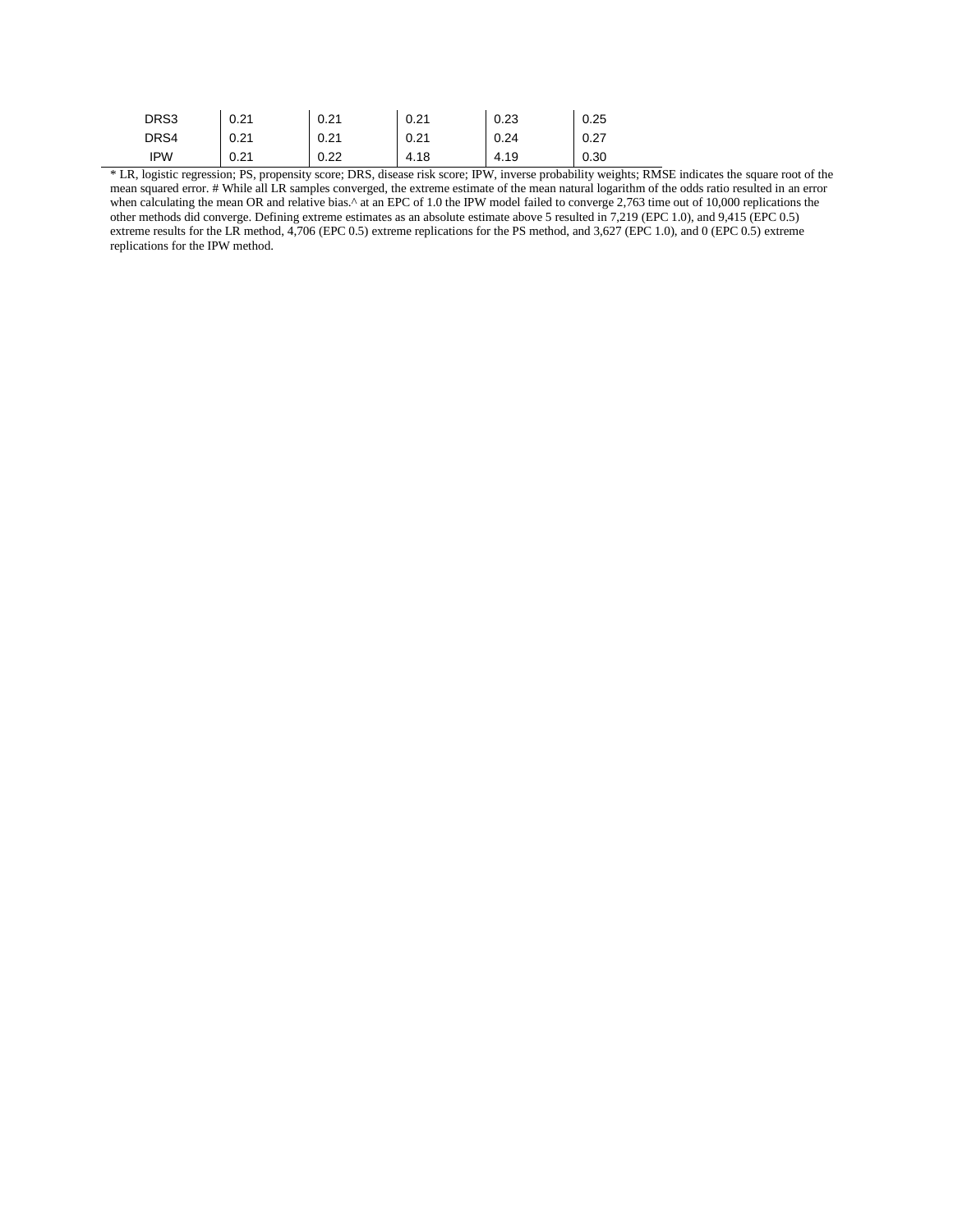| | | | | | |
|---|---|---|---|---|---|
| DRS3 | 0.21 | 0.21 | 0.21 | 0.23 | 0.25 |
| DRS4 | 0.21 | 0.21 | 0.21 | 0.24 | 0.27 |
| IPW | 0.21 | 0.22 | 4.18 | 4.19 | 0.30 |

* LR, logistic regression; PS, propensity score; DRS, disease risk score; IPW, inverse probability weights; RMSE indicates the square root of the mean squared error. # While all LR samples converged, the extreme estimate of the mean natural logarithm of the odds ratio resulted in an error when calculating the mean OR and relative bias.^ at an EPC of 1.0 the IPW model failed to converge 2,763 time out of 10,000 replications the other methods did converge. Defining extreme estimates as an absolute estimate above 5 resulted in 7,219 (EPC 1.0), and 9,415 (EPC 0.5) extreme results for the LR method, 4,706 (EPC 0.5) extreme replications for the PS method, and 3,627 (EPC 1.0), and 0 (EPC 0.5) extreme replications for the IPW method.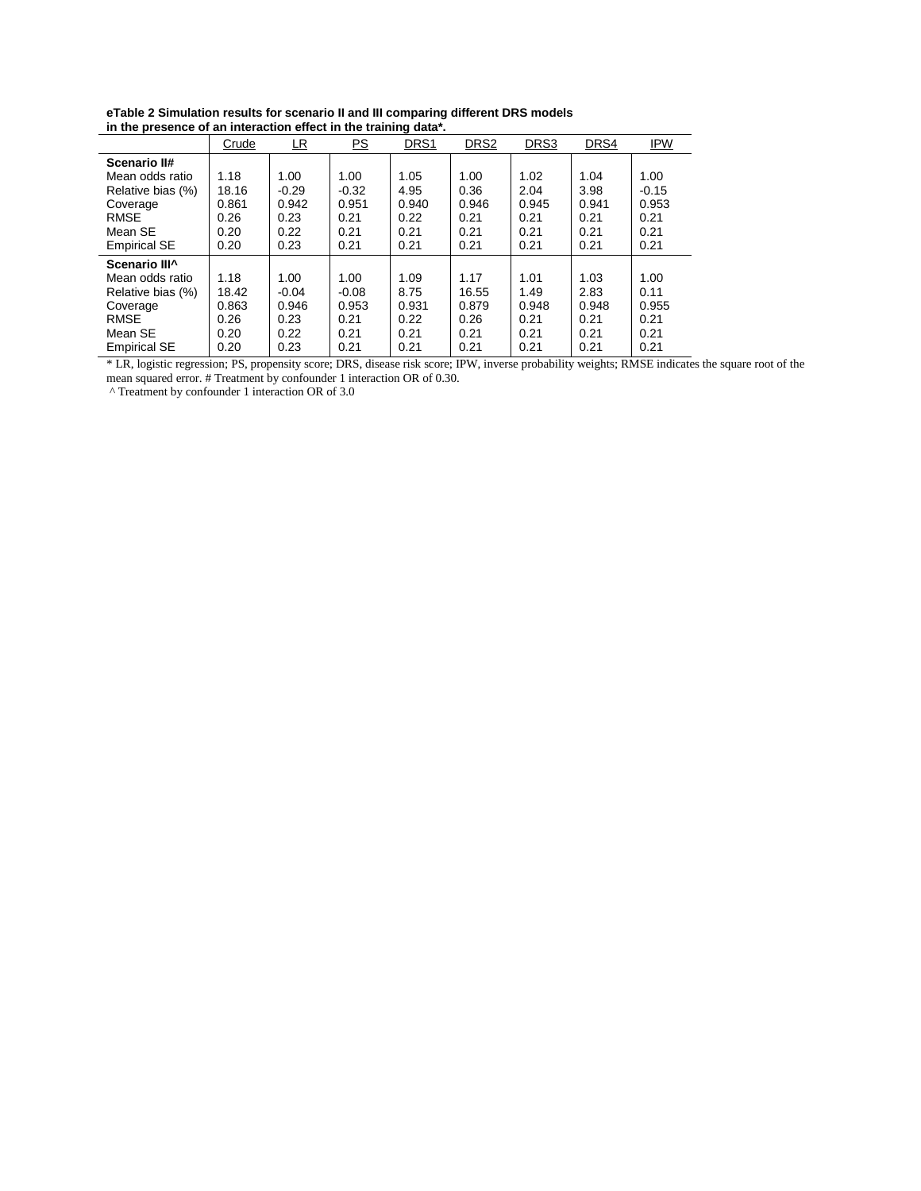**eTable 2 Simulation results for scenario II and III comparing different DRS models in the presence of an interaction effect in the training data*.**

| | Crude | LR | PS | DRS1 | DRS2 | DRS3 | DRS4 | IPW |
|---|---|---|---|---|---|---|---|---|
| **Scenario II#** | | | | | | | | |
| Mean odds ratio | 1.18 | 1.00 | 1.00 | 1.05 | 1.00 | 1.02 | 1.04 | 1.00 |
| Relative bias (%) | 18.16 | -0.29 | -0.32 | 4.95 | 0.36 | 2.04 | 3.98 | -0.15 |
| Coverage | 0.861 | 0.942 | 0.951 | 0.940 | 0.946 | 0.945 | 0.941 | 0.953 |
| RMSE | 0.26 | 0.23 | 0.21 | 0.22 | 0.21 | 0.21 | 0.21 | 0.21 |
| Mean SE | 0.20 | 0.22 | 0.21 | 0.21 | 0.21 | 0.21 | 0.21 | 0.21 |
| Empirical SE | 0.20 | 0.23 | 0.21 | 0.21 | 0.21 | 0.21 | 0.21 | 0.21 |
| **Scenario III^** | | | | | | | | |
| Mean odds ratio | 1.18 | 1.00 | 1.00 | 1.09 | 1.17 | 1.01 | 1.03 | 1.00 |
| Relative bias (%) | 18.42 | -0.04 | -0.08 | 8.75 | 16.55 | 1.49 | 2.83 | 0.11 |
| Coverage | 0.863 | 0.946 | 0.953 | 0.931 | 0.879 | 0.948 | 0.948 | 0.955 |
| RMSE | 0.26 | 0.23 | 0.21 | 0.22 | 0.26 | 0.21 | 0.21 | 0.21 |
| Mean SE | 0.20 | 0.22 | 0.21 | 0.21 | 0.21 | 0.21 | 0.21 | 0.21 |
| Empirical SE | 0.20 | 0.23 | 0.21 | 0.21 | 0.21 | 0.21 | 0.21 | 0.21 |

* LR, logistic regression; PS, propensity score; DRS, disease risk score; IPW, inverse probability weights; RMSE indicates the square root of the mean squared error. # Treatment by confounder 1 interaction OR of 0.30.

^ Treatment by confounder 1 interaction OR of 3.0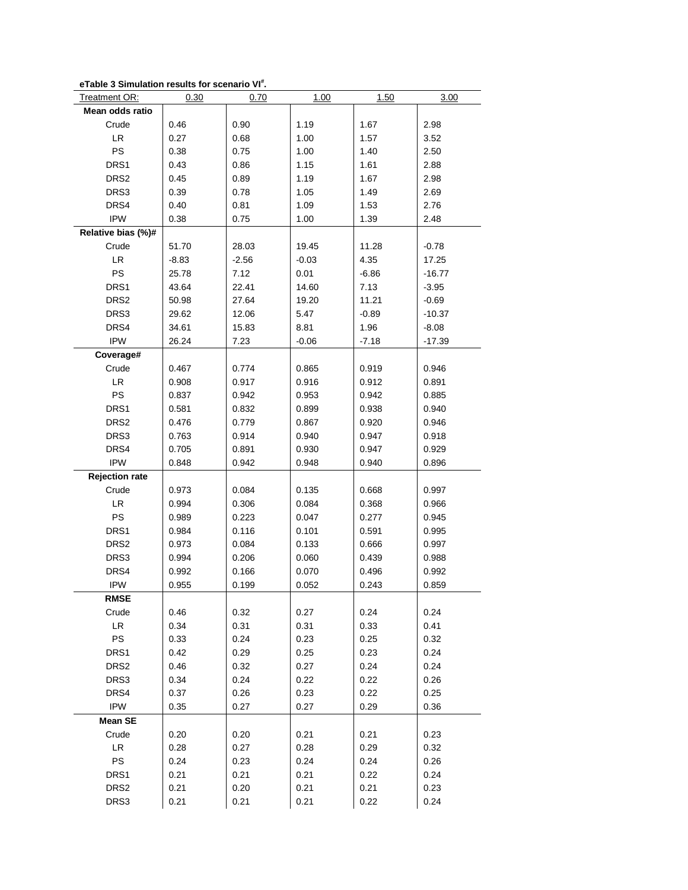**eTable 3 Simulation results for scenario VI[#].**

| Treatment OR: | 0.30 | 0.70 | 1.00 | 1.50 | 3.00 |
|---|---|---|---|---|---|
| **Mean odds ratio** | | | | | |
| Crude | 0.46 | 0.90 | 1.19 | 1.67 | 2.98 |
| LR | 0.27 | 0.68 | 1.00 | 1.57 | 3.52 |
| PS | 0.38 | 0.75 | 1.00 | 1.40 | 2.50 |
| DRS1 | 0.43 | 0.86 | 1.15 | 1.61 | 2.88 |
| DRS2 | 0.45 | 0.89 | 1.19 | 1.67 | 2.98 |
| DRS3 | 0.39 | 0.78 | 1.05 | 1.49 | 2.69 |
| DRS4 | 0.40 | 0.81 | 1.09 | 1.53 | 2.76 |
| IPW | 0.38 | 0.75 | 1.00 | 1.39 | 2.48 |
| **Relative bias (%)#** | | | | | |
| Crude | 51.70 | 28.03 | 19.45 | 11.28 | -0.78 |
| LR | -8.83 | -2.56 | -0.03 | 4.35 | 17.25 |
| PS | 25.78 | 7.12 | 0.01 | -6.86 | -16.77 |
| DRS1 | 43.64 | 22.41 | 14.60 | 7.13 | -3.95 |
| DRS2 | 50.98 | 27.64 | 19.20 | 11.21 | -0.69 |
| DRS3 | 29.62 | 12.06 | 5.47 | -0.89 | -10.37 |
| DRS4 | 34.61 | 15.83 | 8.81 | 1.96 | -8.08 |
| IPW | 26.24 | 7.23 | -0.06 | -7.18 | -17.39 |
| **Coverage#** | | | | | |
| Crude | 0.467 | 0.774 | 0.865 | 0.919 | 0.946 |
| LR | 0.908 | 0.917 | 0.916 | 0.912 | 0.891 |
| PS | 0.837 | 0.942 | 0.953 | 0.942 | 0.885 |
| DRS1 | 0.581 | 0.832 | 0.899 | 0.938 | 0.940 |
| DRS2 | 0.476 | 0.779 | 0.867 | 0.920 | 0.946 |
| DRS3 | 0.763 | 0.914 | 0.940 | 0.947 | 0.918 |
| DRS4 | 0.705 | 0.891 | 0.930 | 0.947 | 0.929 |
| IPW | 0.848 | 0.942 | 0.948 | 0.940 | 0.896 |
| **Rejection rate** | | | | | |
| Crude | 0.973 | 0.084 | 0.135 | 0.668 | 0.997 |
| LR | 0.994 | 0.306 | 0.084 | 0.368 | 0.966 |
| PS | 0.989 | 0.223 | 0.047 | 0.277 | 0.945 |
| DRS1 | 0.984 | 0.116 | 0.101 | 0.591 | 0.995 |
| DRS2 | 0.973 | 0.084 | 0.133 | 0.666 | 0.997 |
| DRS3 | 0.994 | 0.206 | 0.060 | 0.439 | 0.988 |
| DRS4 | 0.992 | 0.166 | 0.070 | 0.496 | 0.992 |
| IPW | 0.955 | 0.199 | 0.052 | 0.243 | 0.859 |
| **RMSE** | | | | | |
| Crude | 0.46 | 0.32 | 0.27 | 0.24 | 0.24 |
| LR | 0.34 | 0.31 | 0.31 | 0.33 | 0.41 |
| PS | 0.33 | 0.24 | 0.23 | 0.25 | 0.32 |
| DRS1 | 0.42 | 0.29 | 0.25 | 0.23 | 0.24 |
| DRS2 | 0.46 | 0.32 | 0.27 | 0.24 | 0.24 |
| DRS3 | 0.34 | 0.24 | 0.22 | 0.22 | 0.26 |
| DRS4 | 0.37 | 0.26 | 0.23 | 0.22 | 0.25 |
| IPW | 0.35 | 0.27 | 0.27 | 0.29 | 0.36 |
| **Mean SE** | | | | | |
| Crude | 0.20 | 0.20 | 0.21 | 0.21 | 0.23 |
| LR | 0.28 | 0.27 | 0.28 | 0.29 | 0.32 |
| PS | 0.24 | 0.23 | 0.24 | 0.24 | 0.26 |
| DRS1 | 0.21 | 0.21 | 0.21 | 0.22 | 0.24 |
| DRS2 | 0.21 | 0.20 | 0.21 | 0.21 | 0.23 |
| DRS3 | 0.21 | 0.21 | 0.21 | 0.22 | 0.24 |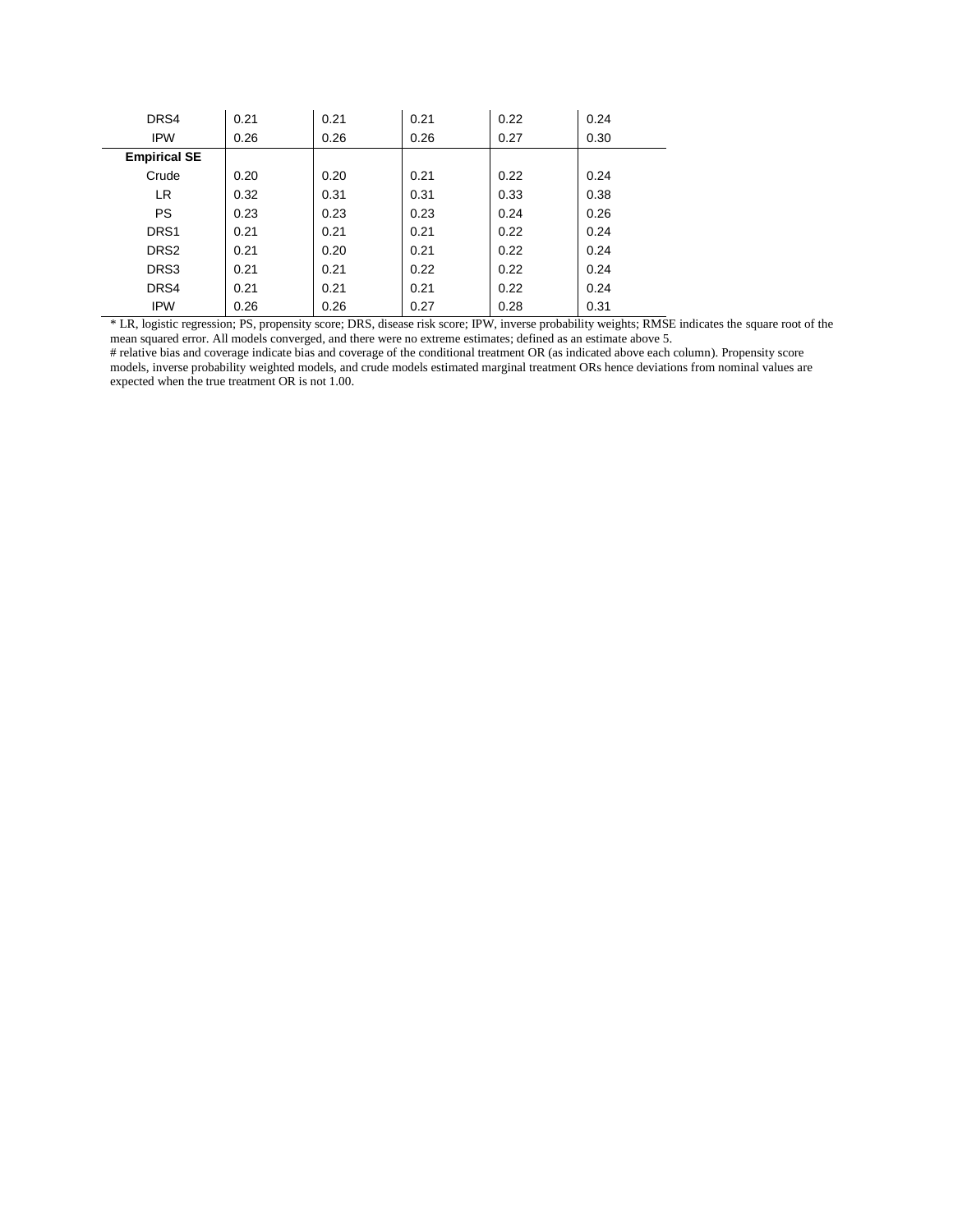| | | | | | |
|---|---|---|---|---|---|
| DRS4 | 0.21 | 0.21 | 0.21 | 0.22 | 0.24 |
| IPW | 0.26 | 0.26 | 0.26 | 0.27 | 0.30 |
| **Empirical SE** | | | | | |
| Crude | 0.20 | 0.20 | 0.21 | 0.22 | 0.24 |
| LR | 0.32 | 0.31 | 0.31 | 0.33 | 0.38 |
| PS | 0.23 | 0.23 | 0.23 | 0.24 | 0.26 |
| DRS1 | 0.21 | 0.21 | 0.21 | 0.22 | 0.24 |
| DRS2 | 0.21 | 0.20 | 0.21 | 0.22 | 0.24 |
| DRS3 | 0.21 | 0.21 | 0.22 | 0.22 | 0.24 |
| DRS4 | 0.21 | 0.21 | 0.21 | 0.22 | 0.24 |
| IPW | 0.26 | 0.26 | 0.27 | 0.28 | 0.31 |

* LR, logistic regression; PS, propensity score; DRS, disease risk score; IPW, inverse probability weights; RMSE indicates the square root of the mean squared error. All models converged, and there were no extreme estimates; defined as an estimate above 5.
# relative bias and coverage indicate bias and coverage of the conditional treatment OR (as indicated above each column). Propensity score models, inverse probability weighted models, and crude models estimated marginal treatment ORs hence deviations from nominal values are expected when the true treatment OR is not 1.00.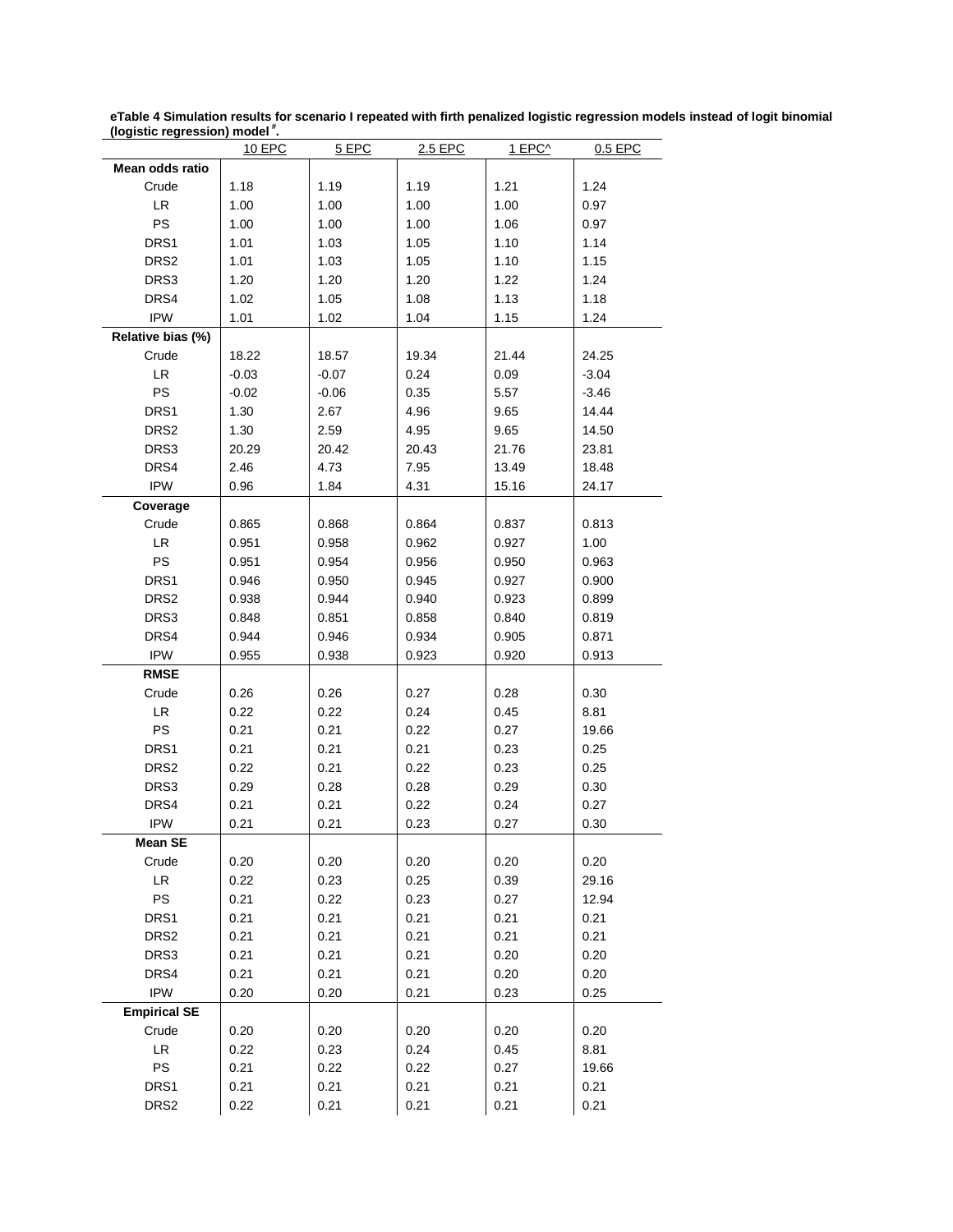**eTable 4 Simulation results for scenario I repeated with firth penalized logistic regression models instead of logit binomial (logistic regression) model [#].**

| | 10 EPC | 5 EPC | 2.5 EPC | 1 EPC^ | 0.5 EPC |
|---|---|---|---|---|---|
| **Mean odds ratio** | | | | | |
| Crude | 1.18 | 1.19 | 1.19 | 1.21 | 1.24 |
| LR | 1.00 | 1.00 | 1.00 | 1.00 | 0.97 |
| PS | 1.00 | 1.00 | 1.00 | 1.06 | 0.97 |
| DRS1 | 1.01 | 1.03 | 1.05 | 1.10 | 1.14 |
| DRS2 | 1.01 | 1.03 | 1.05 | 1.10 | 1.15 |
| DRS3 | 1.20 | 1.20 | 1.20 | 1.22 | 1.24 |
| DRS4 | 1.02 | 1.05 | 1.08 | 1.13 | 1.18 |
| IPW | 1.01 | 1.02 | 1.04 | 1.15 | 1.24 |
| **Relative bias (%)** | | | | | |
| Crude | 18.22 | 18.57 | 19.34 | 21.44 | 24.25 |
| LR | -0.03 | -0.07 | 0.24 | 0.09 | -3.04 |
| PS | -0.02 | -0.06 | 0.35 | 5.57 | -3.46 |
| DRS1 | 1.30 | 2.67 | 4.96 | 9.65 | 14.44 |
| DRS2 | 1.30 | 2.59 | 4.95 | 9.65 | 14.50 |
| DRS3 | 20.29 | 20.42 | 20.43 | 21.76 | 23.81 |
| DRS4 | 2.46 | 4.73 | 7.95 | 13.49 | 18.48 |
| IPW | 0.96 | 1.84 | 4.31 | 15.16 | 24.17 |
| **Coverage** | | | | | |
| Crude | 0.865 | 0.868 | 0.864 | 0.837 | 0.813 |
| LR | 0.951 | 0.958 | 0.962 | 0.927 | 1.00 |
| PS | 0.951 | 0.954 | 0.956 | 0.950 | 0.963 |
| DRS1 | 0.946 | 0.950 | 0.945 | 0.927 | 0.900 |
| DRS2 | 0.938 | 0.944 | 0.940 | 0.923 | 0.899 |
| DRS3 | 0.848 | 0.851 | 0.858 | 0.840 | 0.819 |
| DRS4 | 0.944 | 0.946 | 0.934 | 0.905 | 0.871 |
| IPW | 0.955 | 0.938 | 0.923 | 0.920 | 0.913 |
| **RMSE** | | | | | |
| Crude | 0.26 | 0.26 | 0.27 | 0.28 | 0.30 |
| LR | 0.22 | 0.22 | 0.24 | 0.45 | 8.81 |
| PS | 0.21 | 0.21 | 0.22 | 0.27 | 19.66 |
| DRS1 | 0.21 | 0.21 | 0.21 | 0.23 | 0.25 |
| DRS2 | 0.22 | 0.21 | 0.22 | 0.23 | 0.25 |
| DRS3 | 0.29 | 0.28 | 0.28 | 0.29 | 0.30 |
| DRS4 | 0.21 | 0.21 | 0.22 | 0.24 | 0.27 |
| IPW | 0.21 | 0.21 | 0.23 | 0.27 | 0.30 |
| **Mean SE** | | | | | |
| Crude | 0.20 | 0.20 | 0.20 | 0.20 | 0.20 |
| LR | 0.22 | 0.23 | 0.25 | 0.39 | 29.16 |
| PS | 0.21 | 0.22 | 0.23 | 0.27 | 12.94 |
| DRS1 | 0.21 | 0.21 | 0.21 | 0.21 | 0.21 |
| DRS2 | 0.21 | 0.21 | 0.21 | 0.21 | 0.21 |
| DRS3 | 0.21 | 0.21 | 0.21 | 0.20 | 0.20 |
| DRS4 | 0.21 | 0.21 | 0.21 | 0.20 | 0.20 |
| IPW | 0.20 | 0.20 | 0.21 | 0.23 | 0.25 |
| **Empirical SE** | | | | | |
| Crude | 0.20 | 0.20 | 0.20 | 0.20 | 0.20 |
| LR | 0.22 | 0.23 | 0.24 | 0.45 | 8.81 |
| PS | 0.21 | 0.22 | 0.22 | 0.27 | 19.66 |
| DRS1 | 0.21 | 0.21 | 0.21 | 0.21 | 0.21 |
| DRS2 | 0.22 | 0.21 | 0.21 | 0.21 | 0.21 |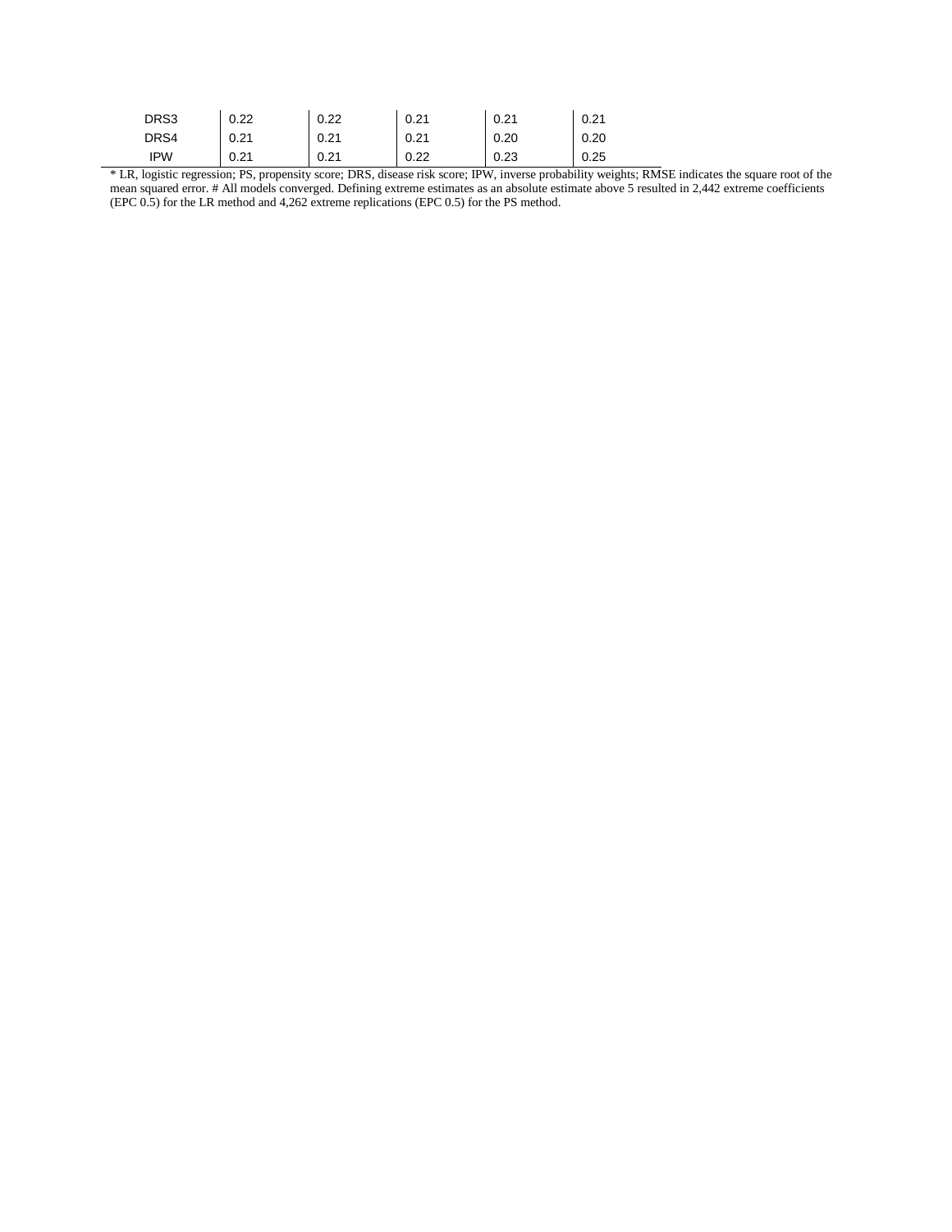| | | | | | |
|---|---|---|---|---|---|
| DRS3 | 0.22 | 0.22 | 0.21 | 0.21 | 0.21 |
| DRS4 | 0.21 | 0.21 | 0.21 | 0.20 | 0.20 |
| IPW | 0.21 | 0.21 | 0.22 | 0.23 | 0.25 |

* LR, logistic regression; PS, propensity score; DRS, disease risk score; IPW, inverse probability weights; RMSE indicates the square root of the mean squared error. # All models converged. Defining extreme estimates as an absolute estimate above 5 resulted in 2,442 extreme coefficients (EPC 0.5) for the LR method and 4,262 extreme replications (EPC 0.5) for the PS method.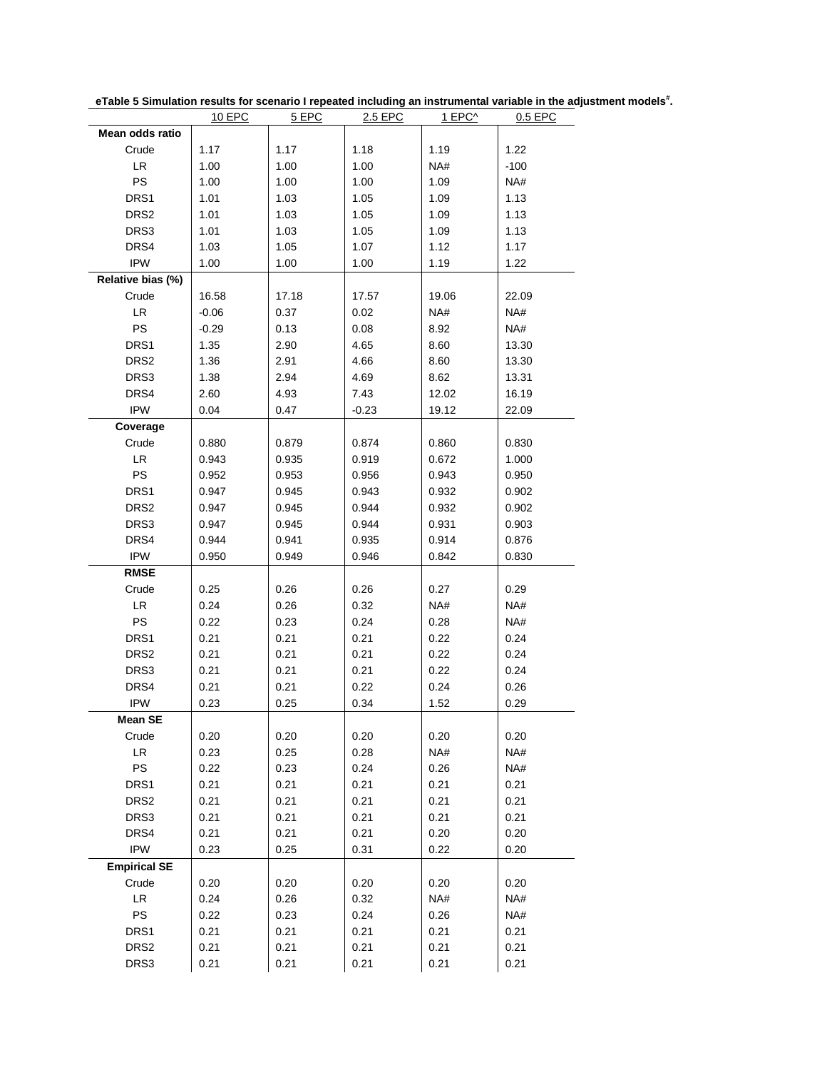**eTable 5 Simulation results for scenario I repeated including an instrumental variable in the adjustment models[#].**

| | 10 EPC | 5 EPC | 2.5 EPC | 1 EPC^ | 0.5 EPC |
|---|---|---|---|---|---|
| **Mean odds ratio** | | | | | |
| Crude | 1.17 | 1.17 | 1.18 | 1.19 | 1.22 |
| LR | 1.00 | 1.00 | 1.00 | NA# | -100 |
| PS | 1.00 | 1.00 | 1.00 | 1.09 | NA# |
| DRS1 | 1.01 | 1.03 | 1.05 | 1.09 | 1.13 |
| DRS2 | 1.01 | 1.03 | 1.05 | 1.09 | 1.13 |
| DRS3 | 1.01 | 1.03 | 1.05 | 1.09 | 1.13 |
| DRS4 | 1.03 | 1.05 | 1.07 | 1.12 | 1.17 |
| IPW | 1.00 | 1.00 | 1.00 | 1.19 | 1.22 |
| **Relative bias (%)** | | | | | |
| Crude | 16.58 | 17.18 | 17.57 | 19.06 | 22.09 |
| LR | -0.06 | 0.37 | 0.02 | NA# | NA# |
| PS | -0.29 | 0.13 | 0.08 | 8.92 | NA# |
| DRS1 | 1.35 | 2.90 | 4.65 | 8.60 | 13.30 |
| DRS2 | 1.36 | 2.91 | 4.66 | 8.60 | 13.30 |
| DRS3 | 1.38 | 2.94 | 4.69 | 8.62 | 13.31 |
| DRS4 | 2.60 | 4.93 | 7.43 | 12.02 | 16.19 |
| IPW | 0.04 | 0.47 | -0.23 | 19.12 | 22.09 |
| **Coverage** | | | | | |
| Crude | 0.880 | 0.879 | 0.874 | 0.860 | 0.830 |
| LR | 0.943 | 0.935 | 0.919 | 0.672 | 1.000 |
| PS | 0.952 | 0.953 | 0.956 | 0.943 | 0.950 |
| DRS1 | 0.947 | 0.945 | 0.943 | 0.932 | 0.902 |
| DRS2 | 0.947 | 0.945 | 0.944 | 0.932 | 0.902 |
| DRS3 | 0.947 | 0.945 | 0.944 | 0.931 | 0.903 |
| DRS4 | 0.944 | 0.941 | 0.935 | 0.914 | 0.876 |
| IPW | 0.950 | 0.949 | 0.946 | 0.842 | 0.830 |
| **RMSE** | | | | | |
| Crude | 0.25 | 0.26 | 0.26 | 0.27 | 0.29 |
| LR | 0.24 | 0.26 | 0.32 | NA# | NA# |
| PS | 0.22 | 0.23 | 0.24 | 0.28 | NA# |
| DRS1 | 0.21 | 0.21 | 0.21 | 0.22 | 0.24 |
| DRS2 | 0.21 | 0.21 | 0.21 | 0.22 | 0.24 |
| DRS3 | 0.21 | 0.21 | 0.21 | 0.22 | 0.24 |
| DRS4 | 0.21 | 0.21 | 0.22 | 0.24 | 0.26 |
| IPW | 0.23 | 0.25 | 0.34 | 1.52 | 0.29 |
| **Mean SE** | | | | | |
| Crude | 0.20 | 0.20 | 0.20 | 0.20 | 0.20 |
| LR | 0.23 | 0.25 | 0.28 | NA# | NA# |
| PS | 0.22 | 0.23 | 0.24 | 0.26 | NA# |
| DRS1 | 0.21 | 0.21 | 0.21 | 0.21 | 0.21 |
| DRS2 | 0.21 | 0.21 | 0.21 | 0.21 | 0.21 |
| DRS3 | 0.21 | 0.21 | 0.21 | 0.21 | 0.21 |
| DRS4 | 0.21 | 0.21 | 0.21 | 0.20 | 0.20 |
| IPW | 0.23 | 0.25 | 0.31 | 0.22 | 0.20 |
| **Empirical SE** | | | | | |
| Crude | 0.20 | 0.20 | 0.20 | 0.20 | 0.20 |
| LR | 0.24 | 0.26 | 0.32 | NA# | NA# |
| PS | 0.22 | 0.23 | 0.24 | 0.26 | NA# |
| DRS1 | 0.21 | 0.21 | 0.21 | 0.21 | 0.21 |
| DRS2 | 0.21 | 0.21 | 0.21 | 0.21 | 0.21 |
| DRS3 | 0.21 | 0.21 | 0.21 | 0.21 | 0.21 |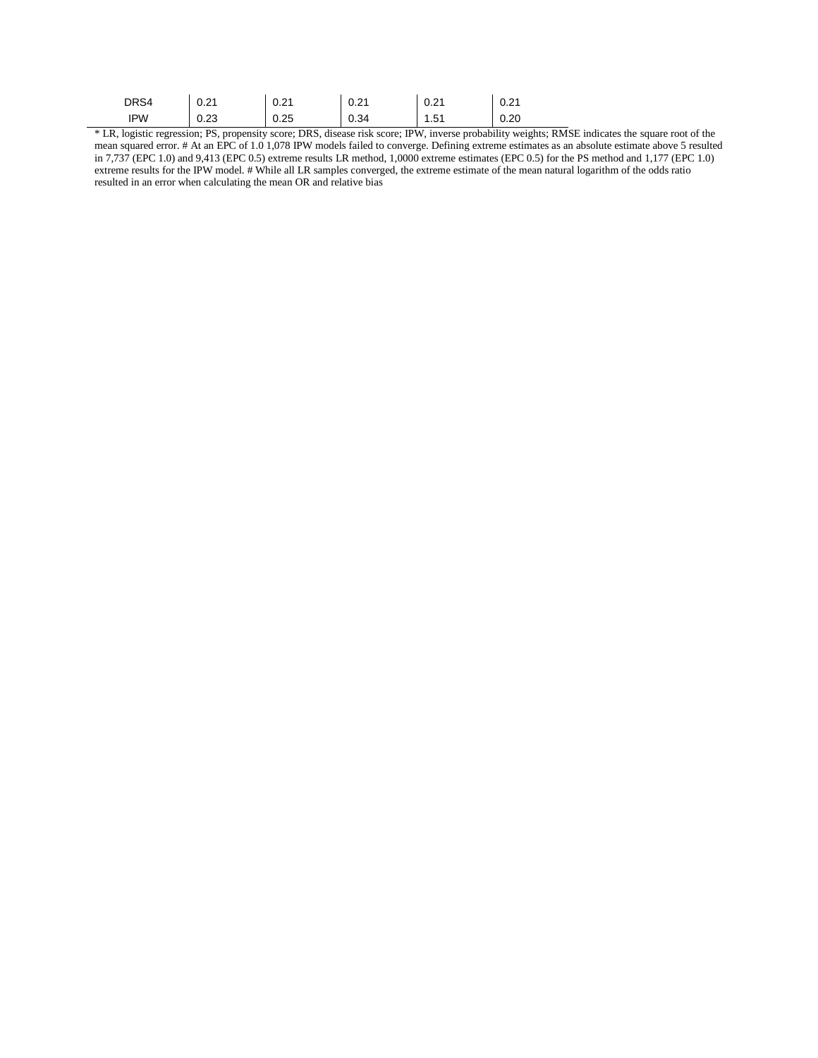| | | | | | |
|---|---|---|---|---|---|
| DRS4 | 0.21 | 0.21 | 0.21 | 0.21 | 0.21 |
| IPW | 0.23 | 0.25 | 0.34 | 1.51 | 0.20 |

* LR, logistic regression; PS, propensity score; DRS, disease risk score; IPW, inverse probability weights; RMSE indicates the square root of the mean squared error. # At an EPC of 1.0 1,078 IPW models failed to converge. Defining extreme estimates as an absolute estimate above 5 resulted in 7,737 (EPC 1.0) and 9,413 (EPC 0.5) extreme results LR method, 1,0000 extreme estimates (EPC 0.5) for the PS method and 1,177 (EPC 1.0) extreme results for the IPW model. # While all LR samples converged, the extreme estimate of the mean natural logarithm of the odds ratio resulted in an error when calculating the mean OR and relative bias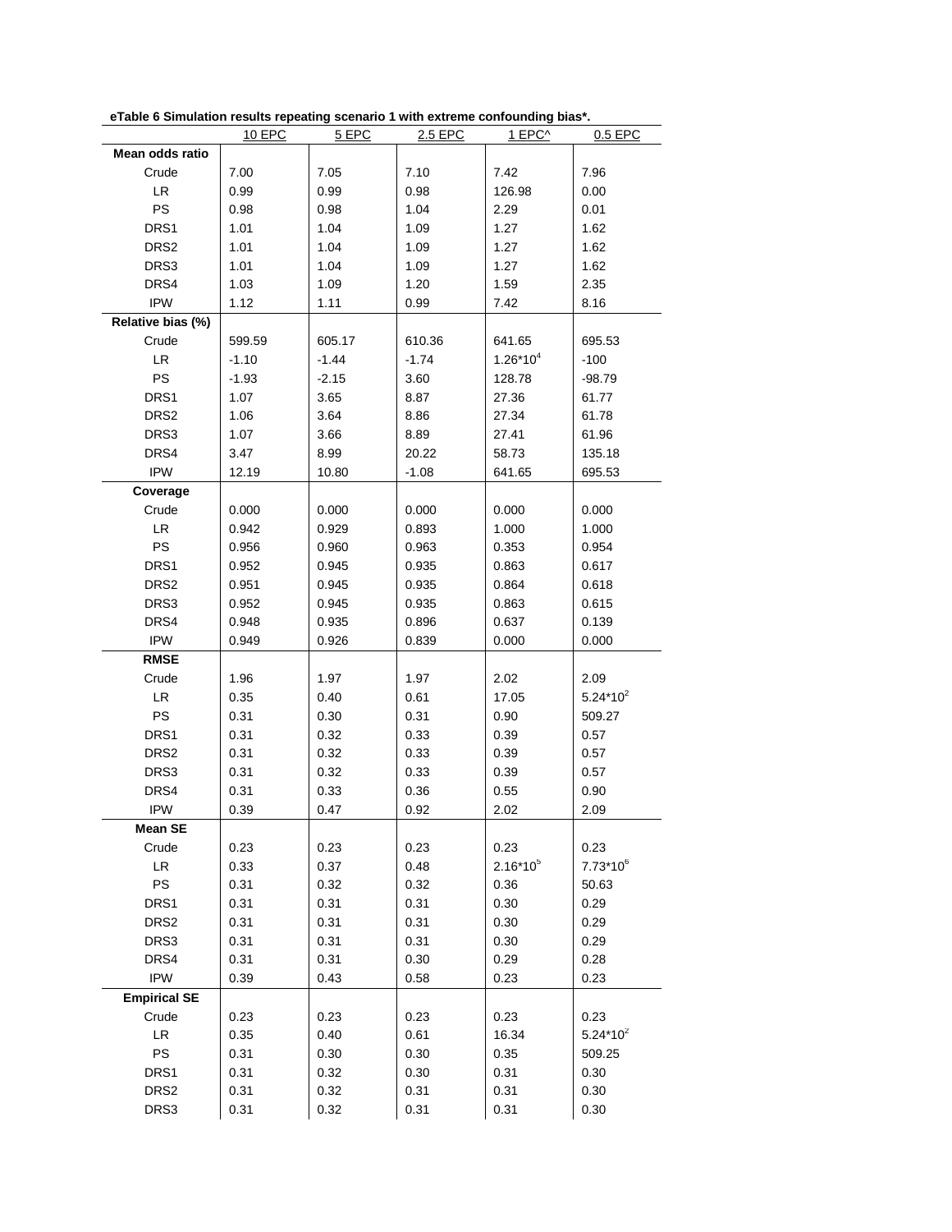**eTable 6 Simulation results repeating scenario 1 with extreme confounding bias*.**

| | 10 EPC | 5 EPC | 2.5 EPC | 1 EPC^ | 0.5 EPC |
|---|---|---|---|---|---|
| **Mean odds ratio** | | | | | |
| Crude | 7.00 | 7.05 | 7.10 | 7.42 | 7.96 |
| LR | 0.99 | 0.99 | 0.98 | 126.98 | 0.00 |
| PS | 0.98 | 0.98 | 1.04 | 2.29 | 0.01 |
| DRS1 | 1.01 | 1.04 | 1.09 | 1.27 | 1.62 |
| DRS2 | 1.01 | 1.04 | 1.09 | 1.27 | 1.62 |
| DRS3 | 1.01 | 1.04 | 1.09 | 1.27 | 1.62 |
| DRS4 | 1.03 | 1.09 | 1.20 | 1.59 | 2.35 |
| IPW | 1.12 | 1.11 | 0.99 | 7.42 | 8.16 |
| **Relative bias (%)** | | | | | |
| Crude | 599.59 | 605.17 | 610.36 | 641.65 | 695.53 |
| LR | -1.10 | -1.44 | -1.74 | $1.26*10^4$ | -100 |
| PS | -1.93 | -2.15 | 3.60 | 128.78 | -98.79 |
| DRS1 | 1.07 | 3.65 | 8.87 | 27.36 | 61.77 |
| DRS2 | 1.06 | 3.64 | 8.86 | 27.34 | 61.78 |
| DRS3 | 1.07 | 3.66 | 8.89 | 27.41 | 61.96 |
| DRS4 | 3.47 | 8.99 | 20.22 | 58.73 | 135.18 |
| IPW | 12.19 | 10.80 | -1.08 | 641.65 | 695.53 |
| **Coverage** | | | | | |
| Crude | 0.000 | 0.000 | 0.000 | 0.000 | 0.000 |
| LR | 0.942 | 0.929 | 0.893 | 1.000 | 1.000 |
| PS | 0.956 | 0.960 | 0.963 | 0.353 | 0.954 |
| DRS1 | 0.952 | 0.945 | 0.935 | 0.863 | 0.617 |
| DRS2 | 0.951 | 0.945 | 0.935 | 0.864 | 0.618 |
| DRS3 | 0.952 | 0.945 | 0.935 | 0.863 | 0.615 |
| DRS4 | 0.948 | 0.935 | 0.896 | 0.637 | 0.139 |
| IPW | 0.949 | 0.926 | 0.839 | 0.000 | 0.000 |
| **RMSE** | | | | | |
| Crude | 1.96 | 1.97 | 1.97 | 2.02 | 2.09 |
| LR | 0.35 | 0.40 | 0.61 | 17.05 | $5.24*10^2$ |
| PS | 0.31 | 0.30 | 0.31 | 0.90 | 509.27 |
| DRS1 | 0.31 | 0.32 | 0.33 | 0.39 | 0.57 |
| DRS2 | 0.31 | 0.32 | 0.33 | 0.39 | 0.57 |
| DRS3 | 0.31 | 0.32 | 0.33 | 0.39 | 0.57 |
| DRS4 | 0.31 | 0.33 | 0.36 | 0.55 | 0.90 |
| IPW | 0.39 | 0.47 | 0.92 | 2.02 | 2.09 |
| **Mean SE** | | | | | |
| Crude | 0.23 | 0.23 | 0.23 | 0.23 | 0.23 |
| LR | 0.33 | 0.37 | 0.48 | $2.16*10^5$ | $7.73*10^6$ |
| PS | 0.31 | 0.32 | 0.32 | 0.36 | 50.63 |
| DRS1 | 0.31 | 0.31 | 0.31 | 0.30 | 0.29 |
| DRS2 | 0.31 | 0.31 | 0.31 | 0.30 | 0.29 |
| DRS3 | 0.31 | 0.31 | 0.31 | 0.30 | 0.29 |
| DRS4 | 0.31 | 0.31 | 0.30 | 0.29 | 0.28 |
| IPW | 0.39 | 0.43 | 0.58 | 0.23 | 0.23 |
| **Empirical SE** | | | | | |
| Crude | 0.23 | 0.23 | 0.23 | 0.23 | 0.23 |
| LR | 0.35 | 0.40 | 0.61 | 16.34 | $5.24*10^2$ |
| PS | 0.31 | 0.30 | 0.30 | 0.35 | 509.25 |
| DRS1 | 0.31 | 0.32 | 0.30 | 0.31 | 0.30 |
| DRS2 | 0.31 | 0.32 | 0.31 | 0.31 | 0.30 |
| DRS3 | 0.31 | 0.32 | 0.31 | 0.31 | 0.30 |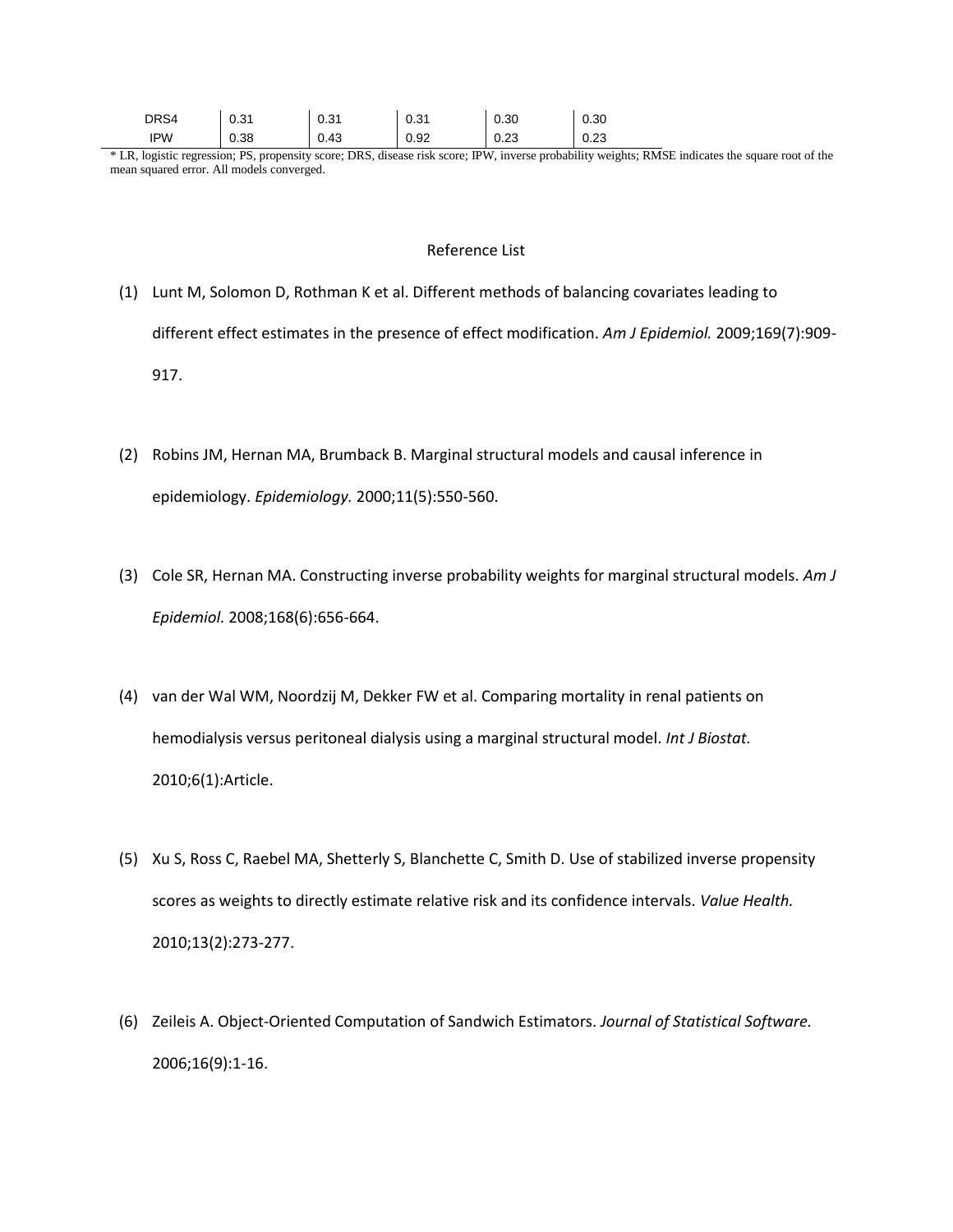| | | | | | |
|---|---|---|---|---|---|
| DRS4 | 0.31 | 0.31 | 0.31 | 0.30 | 0.30 |
| IPW | 0.38 | 0.43 | 0.92 | 0.23 | 0.23 |

* LR, logistic regression; PS, propensity score; DRS, disease risk score; IPW, inverse probability weights; RMSE indicates the square root of the mean squared error. All models converged.

## Reference List

(1) Lunt M, Solomon D, Rothman K et al. Different methods of balancing covariates leading to different effect estimates in the presence of effect modification. *Am J Epidemiol.* 2009;169(7):909-917.

(2) Robins JM, Hernan MA, Brumback B. Marginal structural models and causal inference in epidemiology. *Epidemiology.* 2000;11(5):550-560.

(3) Cole SR, Hernan MA. Constructing inverse probability weights for marginal structural models. *Am J Epidemiol.* 2008;168(6):656-664.

(4) van der Wal WM, Noordzij M, Dekker FW et al. Comparing mortality in renal patients on hemodialysis versus peritoneal dialysis using a marginal structural model. *Int J Biostat.* 2010;6(1):Article.

(5) Xu S, Ross C, Raebel MA, Shetterly S, Blanchette C, Smith D. Use of stabilized inverse propensity scores as weights to directly estimate relative risk and its confidence intervals. *Value Health.* 2010;13(2):273-277.

(6) Zeileis A. Object-Oriented Computation of Sandwich Estimators. *Journal of Statistical Software.* 2006;16(9):1-16.